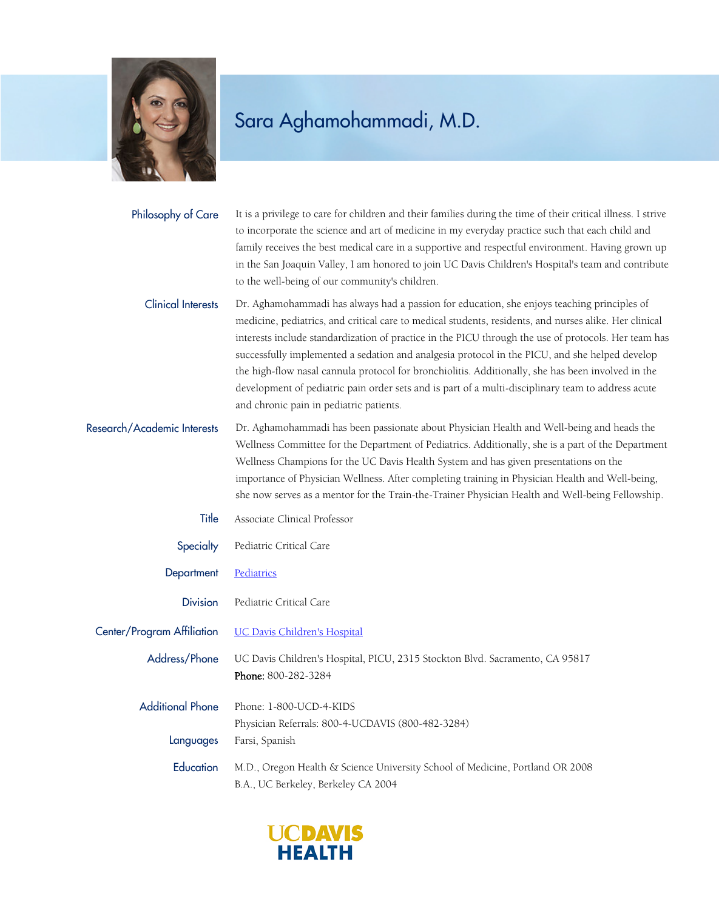# Sara Aghamohammadi, M.D.

**Philosophy of Care**

It is a privilege to care for children and their families during the time of their critical illness. I strive to incorporate the science and art of medicine in my everyday practice such that each child and family receives the best medical care in a supportive and respectful environment. Having grown up in the San Joaquin Valley, I am honored to join UC Davis Children's Hospital's team and contribute to the well-being of our community's children.

**Clinical Interests**

Dr. Aghamohammadi has always had a passion for education, she enjoys teaching principles of medicine, pediatrics, and critical care to medical students, residents, and nurses alike. Her clinical interests include standardization of practice in the PICU through the use of protocols. Her team has successfully implemented a sedation and analgesia protocol in the PICU, and she helped develop the high-flow nasal cannula protocol for bronchiolitis. Additionally, she has been involved in the development of pediatric pain order sets and is part of a multi-disciplinary team to address acute and chronic pain in pediatric patients.

**Research/Academic Interests**

Dr. Aghamohammadi has been passionate about Physician Health and Well-being and heads the Wellness Committee for the Department of Pediatrics. Additionally, she is a part of the Department Wellness Champions for the UC Davis Health System and has given presentations on the importance of Physician Wellness. After completing training in Physician Health and Well-being, she now serves as a mentor for the Train-the-Trainer Physician Health and Well-being Fellowship.

**Title**

Associate Clinical Professor

**Specialty**

Pediatric Critical Care

**Department**

Pediatrics

**Division**

Pediatric Critical Care

**Center/Program Affiliation**

UC Davis Children's Hospital

**Address/Phone**

UC Davis Children's Hospital, PICU, 2315 Stockton Blvd. Sacramento, CA 95817

**Phone:** 800-282-3284

**Additional Phone**

Phone: 1-800-UCD-4-KIDS

Physician Referrals: 800-4-UCDAVIS (800-482-3284)

**Languages**

Farsi, Spanish

**Education**

M.D., Oregon Health & Science University School of Medicine, Portland OR 2008

B.A., UC Berkeley, Berkeley CA 2004

UCDAVIS HEALTH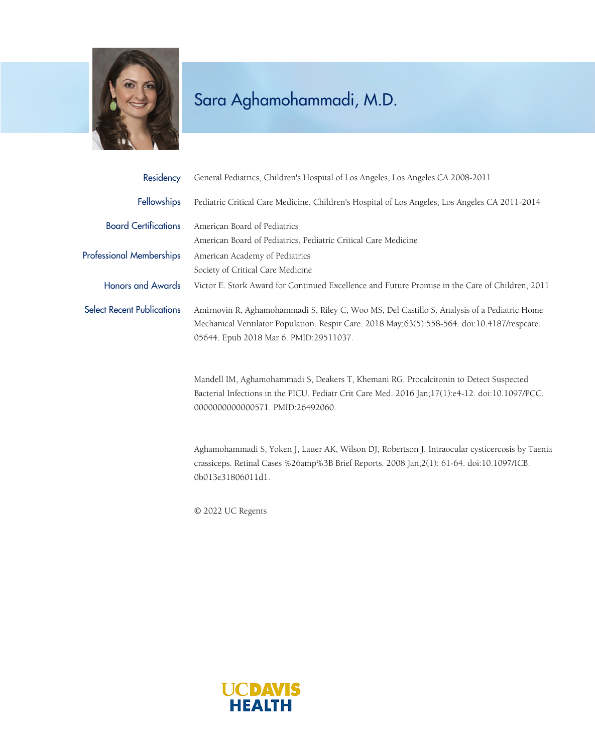# Sara Aghamohammadi, M.D.

**Residency**
General Pediatrics, Children's Hospital of Los Angeles, Los Angeles CA 2008-2011

**Fellowships**
Pediatric Critical Care Medicine, Children's Hospital of Los Angeles, Los Angeles CA 2011-2014

**Board Certifications**
American Board of Pediatrics
American Board of Pediatrics, Pediatric Critical Care Medicine

**Professional Memberships**
American Academy of Pediatrics
Society of Critical Care Medicine

**Honors and Awards**
Victor E. Stork Award for Continued Excellence and Future Promise in the Care of Children, 2011

**Select Recent Publications**

Amirnovin R, Aghamohammadi S, Riley C, Woo MS, Del Castillo S. Analysis of a Pediatric Home Mechanical Ventilator Population. Respir Care. 2018 May;63(5):558-564. doi:10.4187/respcare.05644. Epub 2018 Mar 6. PMID:29511037.

Mandell IM, Aghamohammadi S, Deakers T, Khemani RG. Procalcitonin to Detect Suspected Bacterial Infections in the PICU. Pediatr Crit Care Med. 2016 Jan;17(1):e4-12. doi:10.1097/PCC.0000000000000571. PMID:26492060.

Aghamohammadi S, Yoken J, Lauer AK, Wilson DJ, Robertson J. Intraocular cysticercosis by Taenia crassiceps. Retinal Cases %26amp%3B Brief Reports. 2008 Jan;2(1): 61-64. doi:10.1097/ICB.0b013e31806011d1.

© 2022 UC Regents

UC DAVIS HEALTH